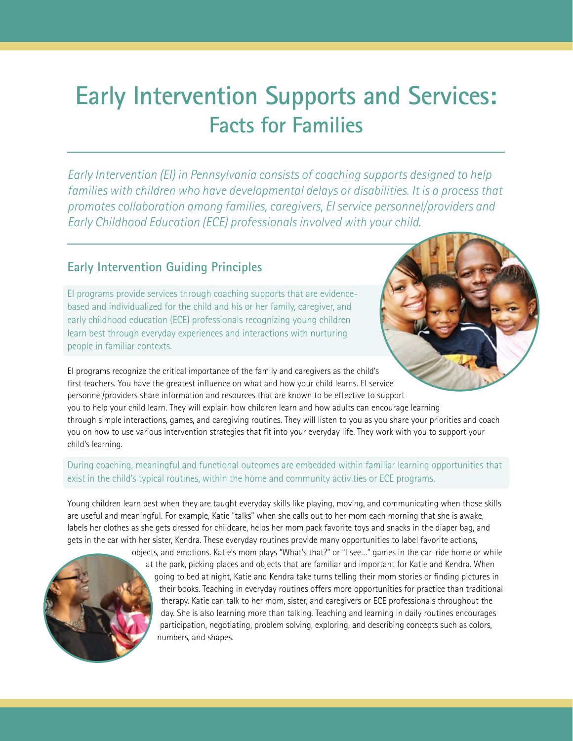# Early Intervention Supports and Services:
## Facts for Families

*Early Intervention (EI) in Pennsylvania consists of coaching supports designed to help families with children who have developmental delays or disabilities. It is a process that promotes collaboration among families, caregivers, EI service personnel/providers and Early Childhood Education (ECE) professionals involved with your child.*

### Early Intervention Guiding Principles

EI programs provide services through coaching supports that are evidence-based and individualized for the child and his or her family, caregiver, and early childhood education (ECE) professionals recognizing young children learn best through everyday experiences and interactions with nurturing people in familiar contexts.

EI programs recognize the critical importance of the family and caregivers as the child's first teachers. You have the greatest influence on what and how your child learns. EI service personnel/providers share information and resources that are known to be effective to support you to help your child learn. They will explain how children learn and how adults can encourage learning through simple interactions, games, and caregiving routines. They will listen to you as you share your priorities and coach you on how to use various intervention strategies that fit into your everyday life. They work with you to support your child's learning.

During coaching, meaningful and functional outcomes are embedded within familiar learning opportunities that exist in the child's typical routines, within the home and community activities or ECE programs.

Young children learn best when they are taught everyday skills like playing, moving, and communicating when those skills are useful and meaningful. For example, Katie "talks" when she calls out to her mom each morning that she is awake, labels her clothes as she gets dressed for childcare, helps her mom pack favorite toys and snacks in the diaper bag, and gets in the car with her sister, Kendra. These everyday routines provide many opportunities to label favorite actions, objects, and emotions. Katie's mom plays "What's that?" or "I see…" games in the car-ride home or while at the park, picking places and objects that are familiar and important for Katie and Kendra. When going to bed at night, Katie and Kendra take turns telling their mom stories or finding pictures in their books. Teaching in everyday routines offers more opportunities for practice than traditional therapy. Katie can talk to her mom, sister, and caregivers or ECE professionals throughout the day. She is also learning more than talking. Teaching and learning in daily routines encourages participation, negotiating, problem solving, exploring, and describing concepts such as colors, numbers, and shapes.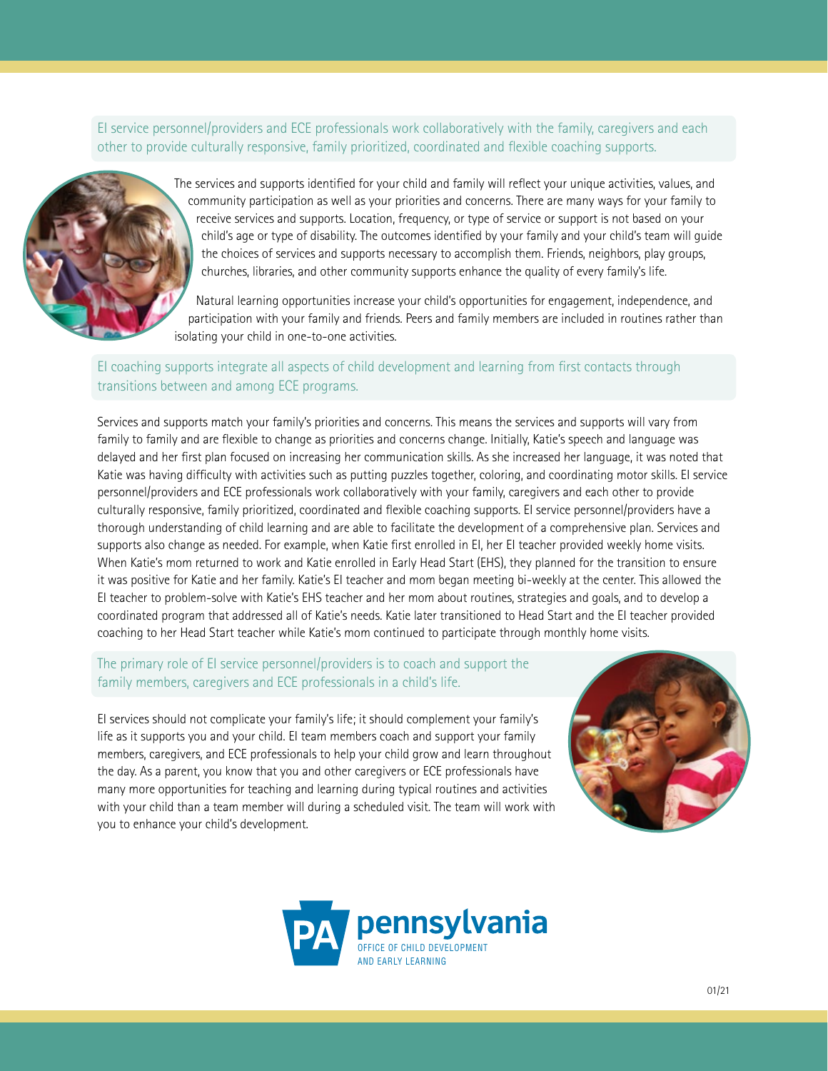## EI service personnel/providers and ECE professionals work collaboratively with the family, caregivers and each other to provide culturally responsive, family prioritized, coordinated and flexible coaching supports.

The services and supports identified for your child and family will reflect your unique activities, values, and community participation as well as your priorities and concerns. There are many ways for your family to receive services and supports. Location, frequency, or type of service or support is not based on your child's age or type of disability. The outcomes identified by your family and your child's team will guide the choices of services and supports necessary to accomplish them. Friends, neighbors, play groups, churches, libraries, and other community supports enhance the quality of every family's life.

Natural learning opportunities increase your child's opportunities for engagement, independence, and participation with your family and friends. Peers and family members are included in routines rather than isolating your child in one-to-one activities.

## EI coaching supports integrate all aspects of child development and learning from first contacts through transitions between and among ECE programs.

Services and supports match your family's priorities and concerns. This means the services and supports will vary from family to family and are flexible to change as priorities and concerns change. Initially, Katie's speech and language was delayed and her first plan focused on increasing her communication skills. As she increased her language, it was noted that Katie was having difficulty with activities such as putting puzzles together, coloring, and coordinating motor skills. EI service personnel/providers and ECE professionals work collaboratively with your family, caregivers and each other to provide culturally responsive, family prioritized, coordinated and flexible coaching supports. EI service personnel/providers have a thorough understanding of child learning and are able to facilitate the development of a comprehensive plan. Services and supports also change as needed. For example, when Katie first enrolled in EI, her EI teacher provided weekly home visits. When Katie's mom returned to work and Katie enrolled in Early Head Start (EHS), they planned for the transition to ensure it was positive for Katie and her family. Katie's EI teacher and mom began meeting bi-weekly at the center. This allowed the EI teacher to problem-solve with Katie's EHS teacher and her mom about routines, strategies and goals, and to develop a coordinated program that addressed all of Katie's needs. Katie later transitioned to Head Start and the EI teacher provided coaching to her Head Start teacher while Katie's mom continued to participate through monthly home visits.

## The primary role of EI service personnel/providers is to coach and support the family members, caregivers and ECE professionals in a child's life.

EI services should not complicate your family's life; it should complement your family's life as it supports you and your child. EI team members coach and support your family members, caregivers, and ECE professionals to help your child grow and learn throughout the day. As a parent, you know that you and other caregivers or ECE professionals have many more opportunities for teaching and learning during typical routines and activities with your child than a team member will during a scheduled visit. The team will work with you to enhance your child's development.

PA pennsylvania
OFFICE OF CHILD DEVELOPMENT AND EARLY LEARNING

01/21